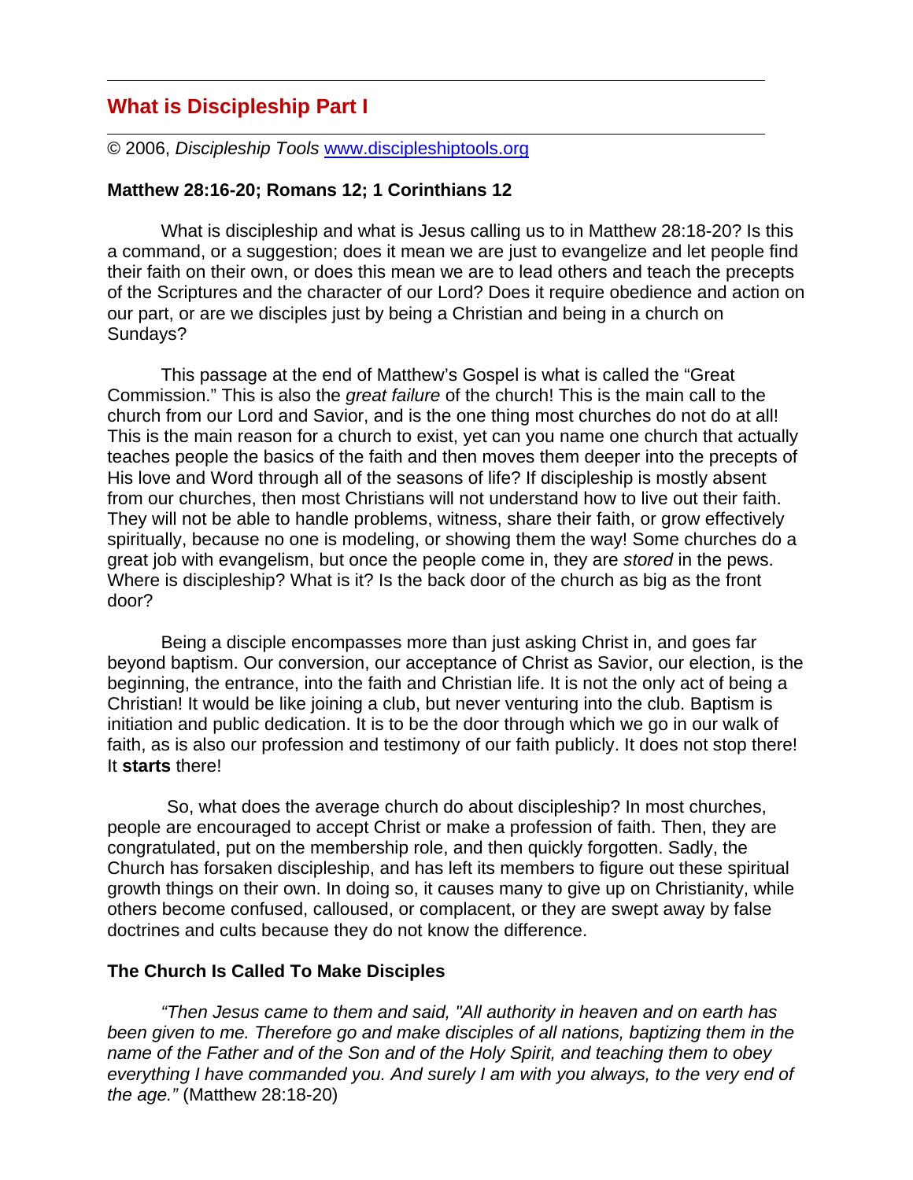# What is Discipleship Part I

© 2006, *Discipleship Tools* www.discipleshiptools.org

**Matthew 28:16-20; Romans 12; 1 Corinthians 12**

What is discipleship and what is Jesus calling us to in Matthew 28:18-20? Is this a command, or a suggestion; does it mean we are just to evangelize and let people find their faith on their own, or does this mean we are to lead others and teach the precepts of the Scriptures and the character of our Lord? Does it require obedience and action on our part, or are we disciples just by being a Christian and being in a church on Sundays?

This passage at the end of Matthew's Gospel is what is called the "Great Commission." This is also the *great failure* of the church! This is the main call to the church from our Lord and Savior, and is the one thing most churches do not do at all! This is the main reason for a church to exist, yet can you name one church that actually teaches people the basics of the faith and then moves them deeper into the precepts of His love and Word through all of the seasons of life? If discipleship is mostly absent from our churches, then most Christians will not understand how to live out their faith. They will not be able to handle problems, witness, share their faith, or grow effectively spiritually, because no one is modeling, or showing them the way! Some churches do a great job with evangelism, but once the people come in, they are *stored* in the pews. Where is discipleship? What is it? Is the back door of the church as big as the front door?

Being a disciple encompasses more than just asking Christ in, and goes far beyond baptism. Our conversion, our acceptance of Christ as Savior, our election, is the beginning, the entrance, into the faith and Christian life. It is not the only act of being a Christian! It would be like joining a club, but never venturing into the club. Baptism is initiation and public dedication. It is to be the door through which we go in our walk of faith, as is also our profession and testimony of our faith publicly. It does not stop there! It **starts** there!

So, what does the average church do about discipleship? In most churches, people are encouraged to accept Christ or make a profession of faith. Then, they are congratulated, put on the membership role, and then quickly forgotten. Sadly, the Church has forsaken discipleship, and has left its members to figure out these spiritual growth things on their own. In doing so, it causes many to give up on Christianity, while others become confused, calloused, or complacent, or they are swept away by false doctrines and cults because they do not know the difference.

### The Church Is Called To Make Disciples

*"Then Jesus came to them and said, "All authority in heaven and on earth has been given to me. Therefore go and make disciples of all nations, baptizing them in the name of the Father and of the Son and of the Holy Spirit, and teaching them to obey everything I have commanded you. And surely I am with you always, to the very end of the age."* (Matthew 28:18-20)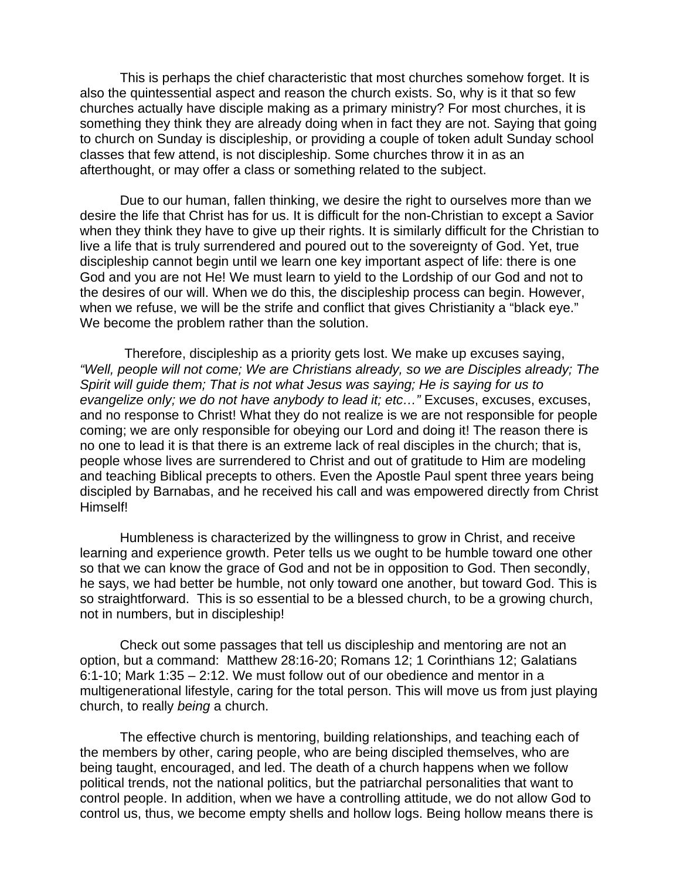This is perhaps the chief characteristic that most churches somehow forget. It is also the quintessential aspect and reason the church exists. So, why is it that so few churches actually have disciple making as a primary ministry? For most churches, it is something they think they are already doing when in fact they are not. Saying that going to church on Sunday is discipleship, or providing a couple of token adult Sunday school classes that few attend, is not discipleship. Some churches throw it in as an afterthought, or may offer a class or something related to the subject.

Due to our human, fallen thinking, we desire the right to ourselves more than we desire the life that Christ has for us. It is difficult for the non-Christian to except a Savior when they think they have to give up their rights. It is similarly difficult for the Christian to live a life that is truly surrendered and poured out to the sovereignty of God. Yet, true discipleship cannot begin until we learn one key important aspect of life: there is one God and you are not He! We must learn to yield to the Lordship of our God and not to the desires of our will. When we do this, the discipleship process can begin. However, when we refuse, we will be the strife and conflict that gives Christianity a "black eye." We become the problem rather than the solution.

Therefore, discipleship as a priority gets lost. We make up excuses saying, *"Well, people will not come; We are Christians already, so we are Disciples already; The Spirit will guide them; That is not what Jesus was saying; He is saying for us to evangelize only; we do not have anybody to lead it; etc…"* Excuses, excuses, excuses, and no response to Christ! What they do not realize is we are not responsible for people coming; we are only responsible for obeying our Lord and doing it! The reason there is no one to lead it is that there is an extreme lack of real disciples in the church; that is, people whose lives are surrendered to Christ and out of gratitude to Him are modeling and teaching Biblical precepts to others. Even the Apostle Paul spent three years being discipled by Barnabas, and he received his call and was empowered directly from Christ Himself!

Humbleness is characterized by the willingness to grow in Christ, and receive learning and experience growth. Peter tells us we ought to be humble toward one other so that we can know the grace of God and not be in opposition to God. Then secondly, he says, we had better be humble, not only toward one another, but toward God. This is so straightforward. This is so essential to be a blessed church, to be a growing church, not in numbers, but in discipleship!

Check out some passages that tell us discipleship and mentoring are not an option, but a command: Matthew 28:16-20; Romans 12; 1 Corinthians 12; Galatians 6:1-10; Mark 1:35 – 2:12. We must follow out of our obedience and mentor in a multigenerational lifestyle, caring for the total person. This will move us from just playing church, to really *being* a church.

The effective church is mentoring, building relationships, and teaching each of the members by other, caring people, who are being discipled themselves, who are being taught, encouraged, and led. The death of a church happens when we follow political trends, not the national politics, but the patriarchal personalities that want to control people. In addition, when we have a controlling attitude, we do not allow God to control us, thus, we become empty shells and hollow logs. Being hollow means there is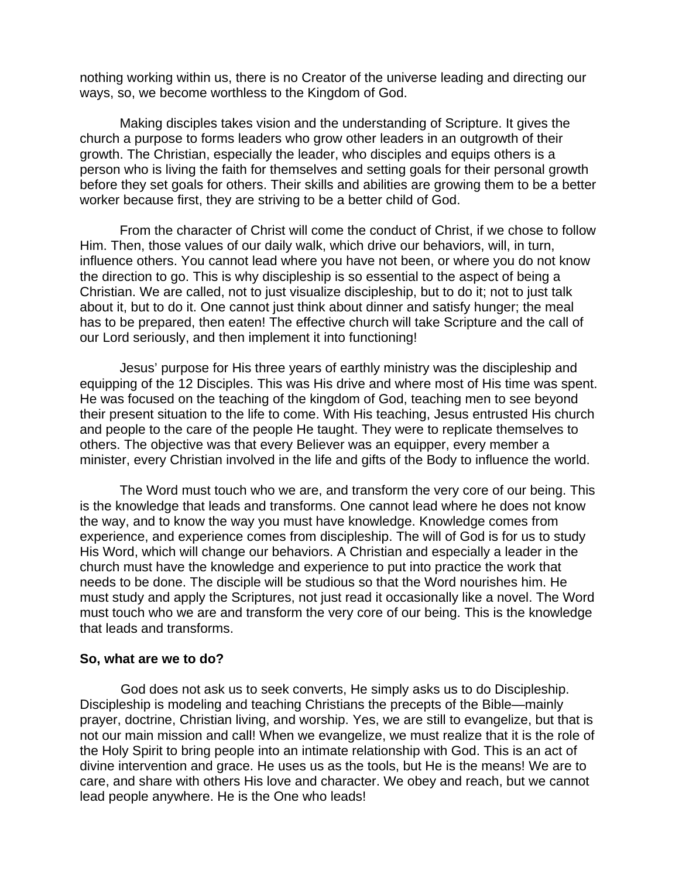nothing working within us, there is no Creator of the universe leading and directing our ways, so, we become worthless to the Kingdom of God.

Making disciples takes vision and the understanding of Scripture. It gives the church a purpose to forms leaders who grow other leaders in an outgrowth of their growth. The Christian, especially the leader, who disciples and equips others is a person who is living the faith for themselves and setting goals for their personal growth before they set goals for others. Their skills and abilities are growing them to be a better worker because first, they are striving to be a better child of God.

From the character of Christ will come the conduct of Christ, if we chose to follow Him. Then, those values of our daily walk, which drive our behaviors, will, in turn, influence others. You cannot lead where you have not been, or where you do not know the direction to go. This is why discipleship is so essential to the aspect of being a Christian. We are called, not to just visualize discipleship, but to do it; not to just talk about it, but to do it. One cannot just think about dinner and satisfy hunger; the meal has to be prepared, then eaten! The effective church will take Scripture and the call of our Lord seriously, and then implement it into functioning!

Jesus' purpose for His three years of earthly ministry was the discipleship and equipping of the 12 Disciples. This was His drive and where most of His time was spent. He was focused on the teaching of the kingdom of God, teaching men to see beyond their present situation to the life to come. With His teaching, Jesus entrusted His church and people to the care of the people He taught. They were to replicate themselves to others. The objective was that every Believer was an equipper, every member a minister, every Christian involved in the life and gifts of the Body to influence the world.

The Word must touch who we are, and transform the very core of our being. This is the knowledge that leads and transforms. One cannot lead where he does not know the way, and to know the way you must have knowledge. Knowledge comes from experience, and experience comes from discipleship. The will of God is for us to study His Word, which will change our behaviors. A Christian and especially a leader in the church must have the knowledge and experience to put into practice the work that needs to be done. The disciple will be studious so that the Word nourishes him. He must study and apply the Scriptures, not just read it occasionally like a novel. The Word must touch who we are and transform the very core of our being. This is the knowledge that leads and transforms.

**So, what are we to do?**

God does not ask us to seek converts, He simply asks us to do Discipleship. Discipleship is modeling and teaching Christians the precepts of the Bible—mainly prayer, doctrine, Christian living, and worship. Yes, we are still to evangelize, but that is not our main mission and call! When we evangelize, we must realize that it is the role of the Holy Spirit to bring people into an intimate relationship with God. This is an act of divine intervention and grace. He uses us as the tools, but He is the means! We are to care, and share with others His love and character. We obey and reach, but we cannot lead people anywhere. He is the One who leads!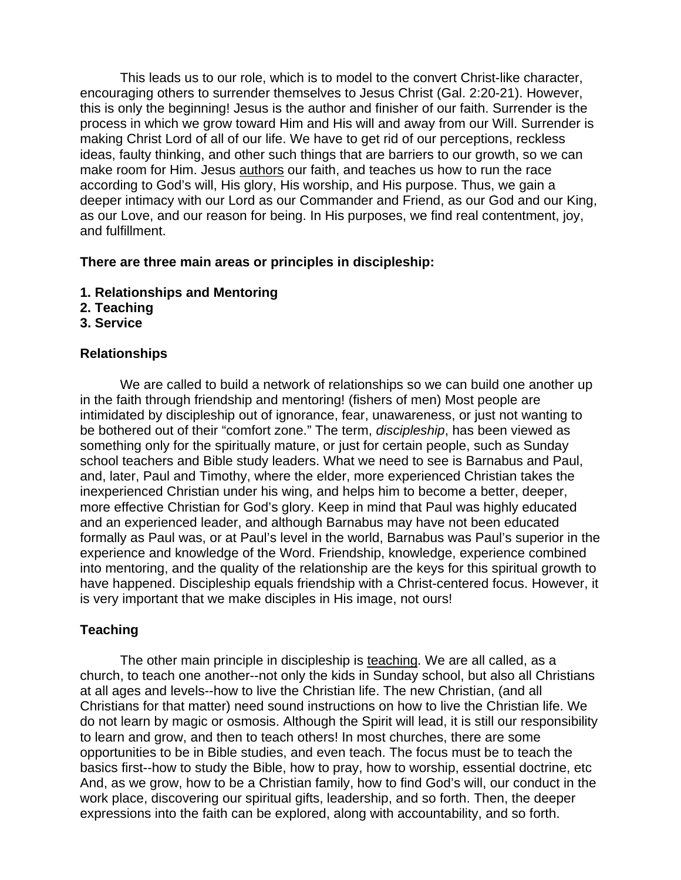This leads us to our role, which is to model to the convert Christ-like character, encouraging others to surrender themselves to Jesus Christ (Gal. 2:20-21). However, this is only the beginning! Jesus is the author and finisher of our faith. Surrender is the process in which we grow toward Him and His will and away from our Will. Surrender is making Christ Lord of all of our life. We have to get rid of our perceptions, reckless ideas, faulty thinking, and other such things that are barriers to our growth, so we can make room for Him. Jesus <u>authors</u> our faith, and teaches us how to run the race according to God's will, His glory, His worship, and His purpose. Thus, we gain a deeper intimacy with our Lord as our Commander and Friend, as our God and our King, as our Love, and our reason for being. In His purposes, we find real contentment, joy, and fulfillment.

**There are three main areas or principles in discipleship:**

**1. Relationships and Mentoring**
**2. Teaching**
**3. Service**

### Relationships

We are called to build a network of relationships so we can build one another up in the faith through friendship and mentoring! (fishers of men) Most people are intimidated by discipleship out of ignorance, fear, unawareness, or just not wanting to be bothered out of their "comfort zone." The term, *discipleship*, has been viewed as something only for the spiritually mature, or just for certain people, such as Sunday school teachers and Bible study leaders. What we need to see is Barnabus and Paul, and, later, Paul and Timothy, where the elder, more experienced Christian takes the inexperienced Christian under his wing, and helps him to become a better, deeper, more effective Christian for God's glory. Keep in mind that Paul was highly educated and an experienced leader, and although Barnabus may have not been educated formally as Paul was, or at Paul's level in the world, Barnabus was Paul's superior in the experience and knowledge of the Word. Friendship, knowledge, experience combined into mentoring, and the quality of the relationship are the keys for this spiritual growth to have happened. Discipleship equals friendship with a Christ-centered focus. However, it is very important that we make disciples in His image, not ours!

### Teaching

The other main principle in discipleship is <u>teaching</u>. We are all called, as a church, to teach one another--not only the kids in Sunday school, but also all Christians at all ages and levels--how to live the Christian life. The new Christian, (and all Christians for that matter) need sound instructions on how to live the Christian life. We do not learn by magic or osmosis. Although the Spirit will lead, it is still our responsibility to learn and grow, and then to teach others! In most churches, there are some opportunities to be in Bible studies, and even teach. The focus must be to teach the basics first--how to study the Bible, how to pray, how to worship, essential doctrine, etc And, as we grow, how to be a Christian family, how to find God's will, our conduct in the work place, discovering our spiritual gifts, leadership, and so forth. Then, the deeper expressions into the faith can be explored, along with accountability, and so forth.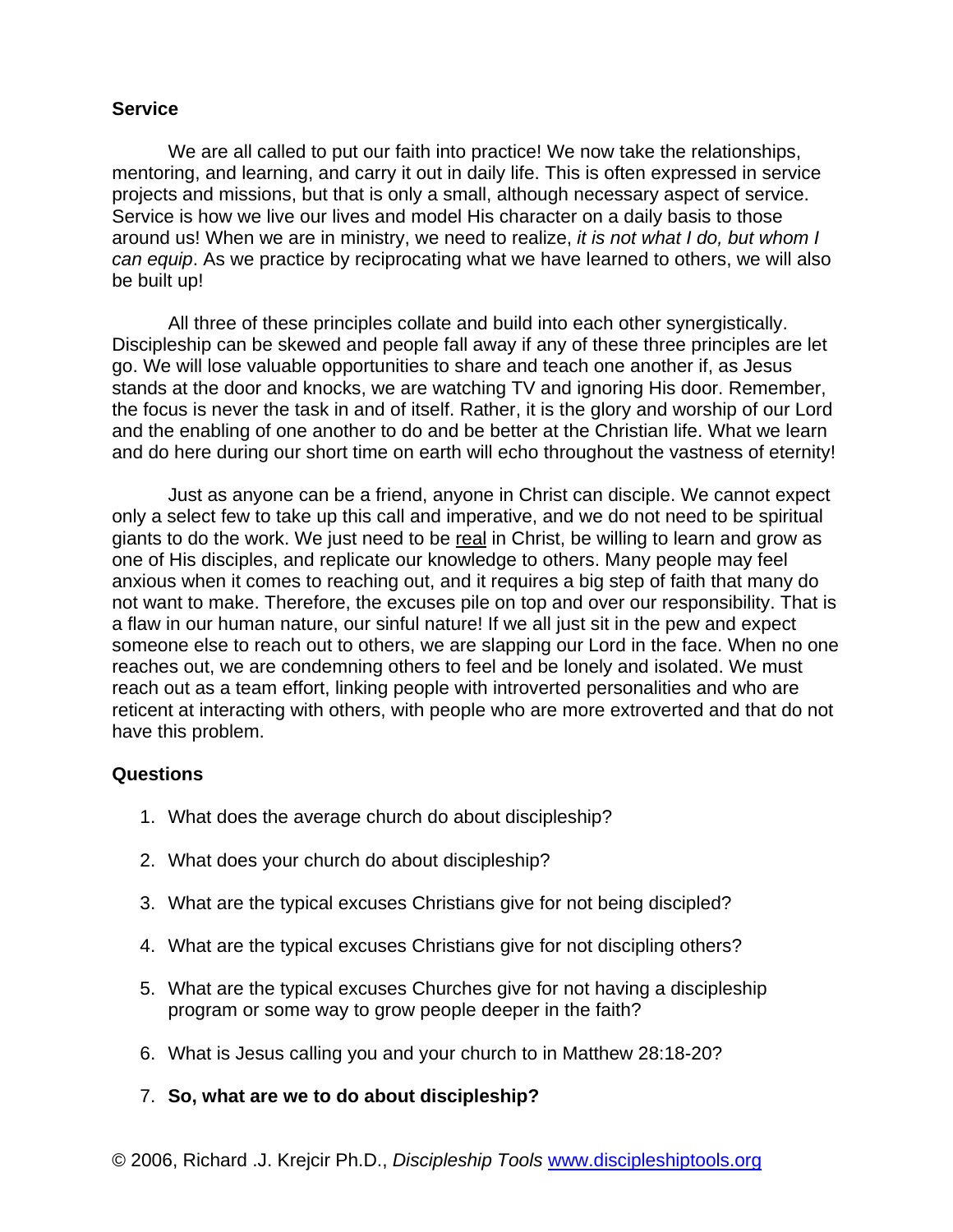**Service**

We are all called to put our faith into practice! We now take the relationships, mentoring, and learning, and carry it out in daily life. This is often expressed in service projects and missions, but that is only a small, although necessary aspect of service. Service is how we live our lives and model His character on a daily basis to those around us! When we are in ministry, we need to realize, *it is not what I do, but whom I can equip*. As we practice by reciprocating what we have learned to others, we will also be built up!

All three of these principles collate and build into each other synergistically. Discipleship can be skewed and people fall away if any of these three principles are let go. We will lose valuable opportunities to share and teach one another if, as Jesus stands at the door and knocks, we are watching TV and ignoring His door. Remember, the focus is never the task in and of itself. Rather, it is the glory and worship of our Lord and the enabling of one another to do and be better at the Christian life. What we learn and do here during our short time on earth will echo throughout the vastness of eternity!

Just as anyone can be a friend, anyone in Christ can disciple. We cannot expect only a select few to take up this call and imperative, and we do not need to be spiritual giants to do the work. We just need to be <u>real</u> in Christ, be willing to learn and grow as one of His disciples, and replicate our knowledge to others. Many people may feel anxious when it comes to reaching out, and it requires a big step of faith that many do not want to make. Therefore, the excuses pile on top and over our responsibility. That is a flaw in our human nature, our sinful nature! If we all just sit in the pew and expect someone else to reach out to others, we are slapping our Lord in the face. When no one reaches out, we are condemning others to feel and be lonely and isolated. We must reach out as a team effort, linking people with introverted personalities and who are reticent at interacting with others, with people who are more extroverted and that do not have this problem.

**Questions**

1. What does the average church do about discipleship?
2. What does your church do about discipleship?
3. What are the typical excuses Christians give for not being discipled?
4. What are the typical excuses Christians give for not discipling others?
5. What are the typical excuses Churches give for not having a discipleship program or some way to grow people deeper in the faith?
6. What is Jesus calling you and your church to in Matthew 28:18-20?
7. **So, what are we to do about discipleship?**

© 2006, Richard .J. Krejcir Ph.D., *Discipleship Tools* www.discipleshiptools.org